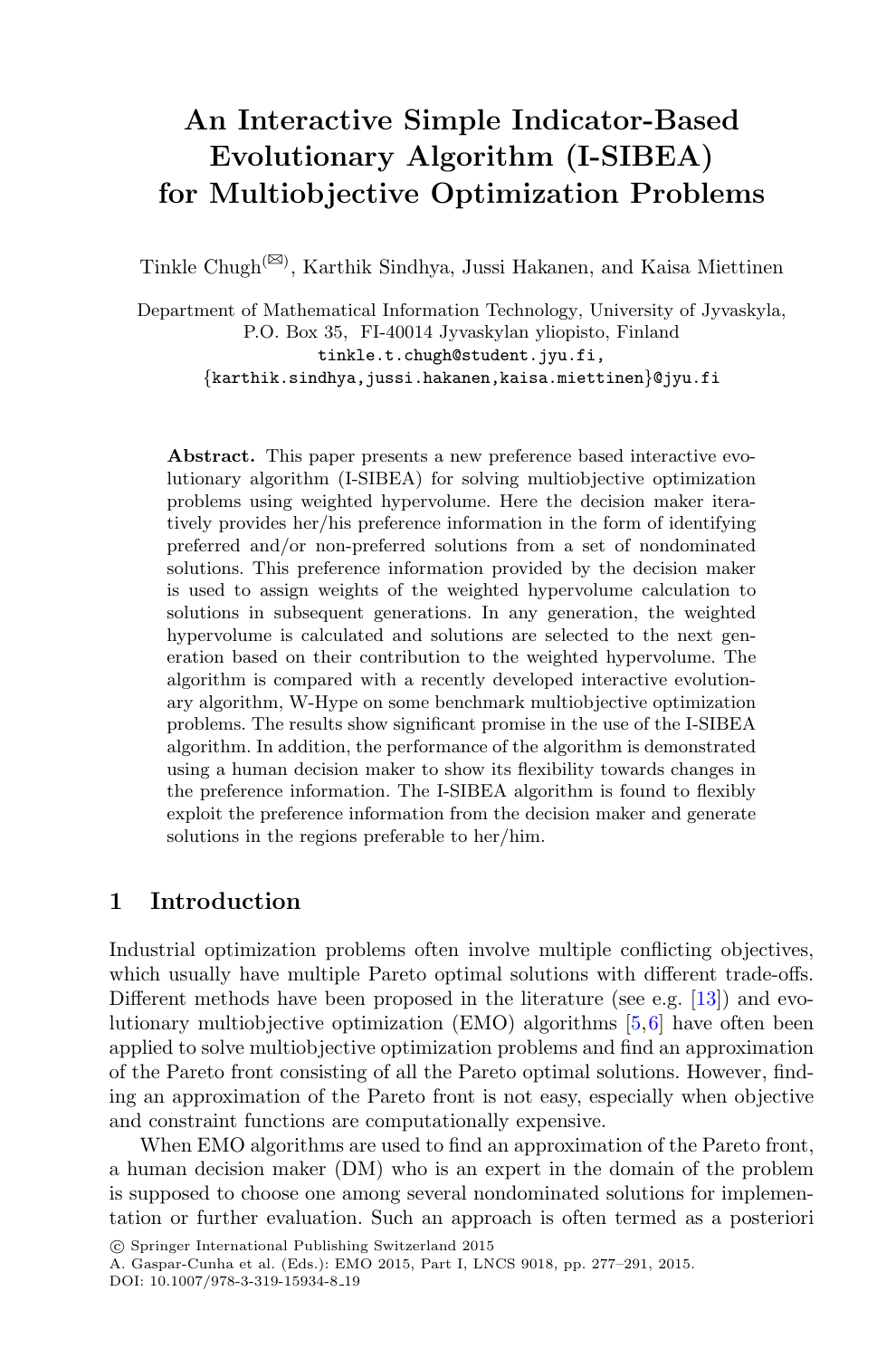# An Interactive Simple Indicator-Based Evolutionary Algorithm (I-SIBEA) for Multiobjective Optimization Problems

Tinkle Chugh(✉), Karthik Sindhya, Jussi Hakanen, and Kaisa Miettinen

Department of Mathematical Information Technology, University of Jyvaskyla, P.O. Box 35, FI-40014 Jyvaskylan yliopisto, Finland
tinkle.t.chugh@student.jyu.fi,
{karthik.sindhya,jussi.hakanen,kaisa.miettinen}@jyu.fi

**Abstract.** This paper presents a new preference based interactive evolutionary algorithm (I-SIBEA) for solving multiobjective optimization problems using weighted hypervolume. Here the decision maker iteratively provides her/his preference information in the form of identifying preferred and/or non-preferred solutions from a set of nondominated solutions. This preference information provided by the decision maker is used to assign weights of the weighted hypervolume calculation to solutions in subsequent generations. In any generation, the weighted hypervolume is calculated and solutions are selected to the next generation based on their contribution to the weighted hypervolume. The algorithm is compared with a recently developed interactive evolutionary algorithm, W-Hype on some benchmark multiobjective optimization problems. The results show significant promise in the use of the I-SIBEA algorithm. In addition, the performance of the algorithm is demonstrated using a human decision maker to show its flexibility towards changes in the preference information. The I-SIBEA algorithm is found to flexibly exploit the preference information from the decision maker and generate solutions in the regions preferable to her/him.

## 1 Introduction

Industrial optimization problems often involve multiple conflicting objectives, which usually have multiple Pareto optimal solutions with different trade-offs. Different methods have been proposed in the literature (see e.g. [13]) and evolutionary multiobjective optimization (EMO) algorithms [5,6] have often been applied to solve multiobjective optimization problems and find an approximation of the Pareto front consisting of all the Pareto optimal solutions. However, finding an approximation of the Pareto front is not easy, especially when objective and constraint functions are computationally expensive.

When EMO algorithms are used to find an approximation of the Pareto front, a human decision maker (DM) who is an expert in the domain of the problem is supposed to choose one among several nondominated solutions for implementation or further evaluation. Such an approach is often termed as a posteriori

© Springer International Publishing Switzerland 2015
A. Gaspar-Cunha et al. (Eds.): EMO 2015, Part I, LNCS 9018, pp. 277–291, 2015.
DOI: 10.1007/978-3-319-15934-8_19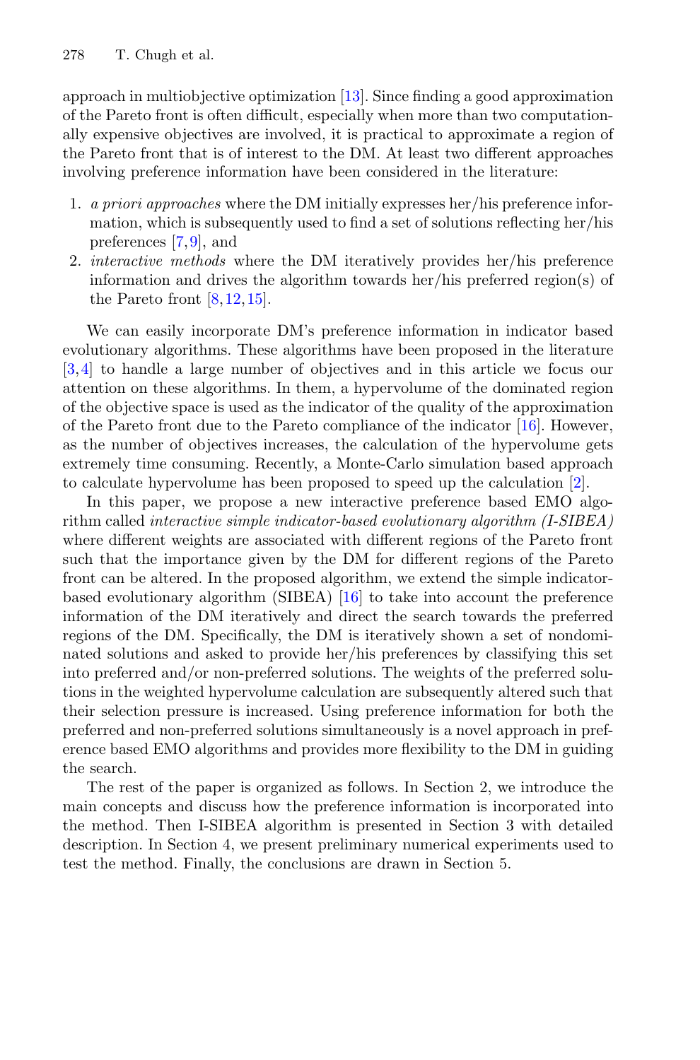approach in multiobjective optimization [13]. Since finding a good approximation of the Pareto front is often difficult, especially when more than two computationally expensive objectives are involved, it is practical to approximate a region of the Pareto front that is of interest to the DM. At least two different approaches involving preference information have been considered in the literature:

1. *a priori approaches* where the DM initially expresses her/his preference information, which is subsequently used to find a set of solutions reflecting her/his preferences [7,9], and
2. *interactive methods* where the DM iteratively provides her/his preference information and drives the algorithm towards her/his preferred region(s) of the Pareto front [8,12,15].

We can easily incorporate DM's preference information in indicator based evolutionary algorithms. These algorithms have been proposed in the literature [3,4] to handle a large number of objectives and in this article we focus our attention on these algorithms. In them, a hypervolume of the dominated region of the objective space is used as the indicator of the quality of the approximation of the Pareto front due to the Pareto compliance of the indicator [16]. However, as the number of objectives increases, the calculation of the hypervolume gets extremely time consuming. Recently, a Monte-Carlo simulation based approach to calculate hypervolume has been proposed to speed up the calculation [2].

In this paper, we propose a new interactive preference based EMO algorithm called *interactive simple indicator-based evolutionary algorithm (I-SIBEA)* where different weights are associated with different regions of the Pareto front such that the importance given by the DM for different regions of the Pareto front can be altered. In the proposed algorithm, we extend the simple indicator-based evolutionary algorithm (SIBEA) [16] to take into account the preference information of the DM iteratively and direct the search towards the preferred regions of the DM. Specifically, the DM is iteratively shown a set of nondominated solutions and asked to provide her/his preferences by classifying this set into preferred and/or non-preferred solutions. The weights of the preferred solutions in the weighted hypervolume calculation are subsequently altered such that their selection pressure is increased. Using preference information for both the preferred and non-preferred solutions simultaneously is a novel approach in preference based EMO algorithms and provides more flexibility to the DM in guiding the search.

The rest of the paper is organized as follows. In Section 2, we introduce the main concepts and discuss how the preference information is incorporated into the method. Then I-SIBEA algorithm is presented in Section 3 with detailed description. In Section 4, we present preliminary numerical experiments used to test the method. Finally, the conclusions are drawn in Section 5.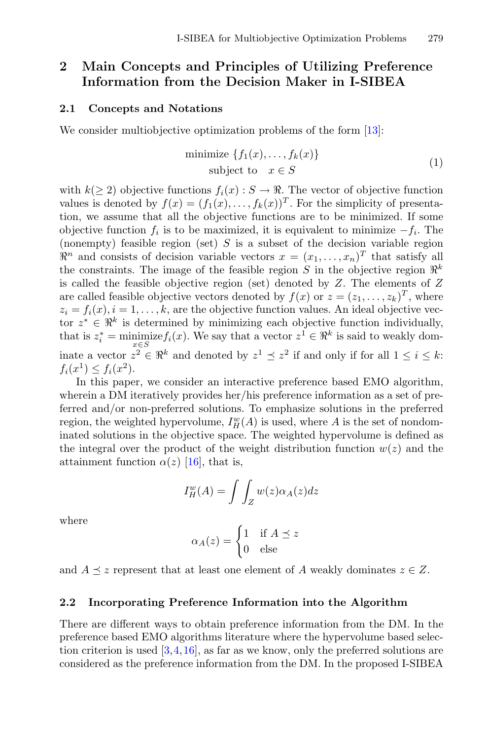## 2 Main Concepts and Principles of Utilizing Preference Information from the Decision Maker in I-SIBEA

### 2.1 Concepts and Notations

We consider multiobjective optimization problems of the form [13]:

$$\begin{aligned} &\text{minimize } \{f_1(x), \ldots, f_k(x)\} \\ &\text{subject to} \quad x \in S \end{aligned} \tag{1}$$

with $k(\geq 2)$ objective functions $f_i(x) : S \to \Re$. The vector of objective function values is denoted by $f(x) = (f_1(x), \ldots, f_k(x))^T$. For the simplicity of presentation, we assume that all the objective functions are to be minimized. If some objective function $f_i$ is to be maximized, it is equivalent to minimize $-f_i$. The (nonempty) feasible region (set) $S$ is a subset of the decision variable region $\Re^n$ and consists of decision variable vectors $x = (x_1, \ldots, x_n)^T$ that satisfy all the constraints. The image of the feasible region $S$ in the objective region $\Re^k$ is called the feasible objective region (set) denoted by $Z$. The elements of $Z$ are called feasible objective vectors denoted by $f(x)$ or $z = (z_1, \ldots, z_k)^T$, where $z_i = f_i(x), i = 1, \ldots, k$, are the objective function values. An ideal objective vector $z^* \in \Re^k$ is determined by minimizing each objective function individually, that is $z_i^* = \underset{x \in S}{\text{minimize}} f_i(x)$. We say that a vector $z^1 \in \Re^k$ is said to weakly dominate a vector $z^2 \in \Re^k$ and denoted by $z^1 \preceq z^2$ if and only if for all $1 \leq i \leq k$: $f_i(x^1) \leq f_i(x^2)$.

In this paper, we consider an interactive preference based EMO algorithm, wherein a DM iteratively provides her/his preference information as a set of preferred and/or non-preferred solutions. To emphasize solutions in the preferred region, the weighted hypervolume, $I_H^w(A)$ is used, where $A$ is the set of nondominated solutions in the objective space. The weighted hypervolume is defined as the integral over the product of the weight distribution function $w(z)$ and the attainment function $\alpha(z)$ [16], that is,

$$I_H^w(A) = \int \int_Z w(z) \alpha_A(z) dz$$

where

$$\alpha_A(z) = \begin{cases} 1 & \text{if } A \preceq z \\ 0 & \text{else} \end{cases}$$

and $A \preceq z$ represent that at least one element of $A$ weakly dominates $z \in Z$.

### 2.2 Incorporating Preference Information into the Algorithm

There are different ways to obtain preference information from the DM. In the preference based EMO algorithms literature where the hypervolume based selection criterion is used [3,4,16], as far as we know, only the preferred solutions are considered as the preference information from the DM. In the proposed I-SIBEA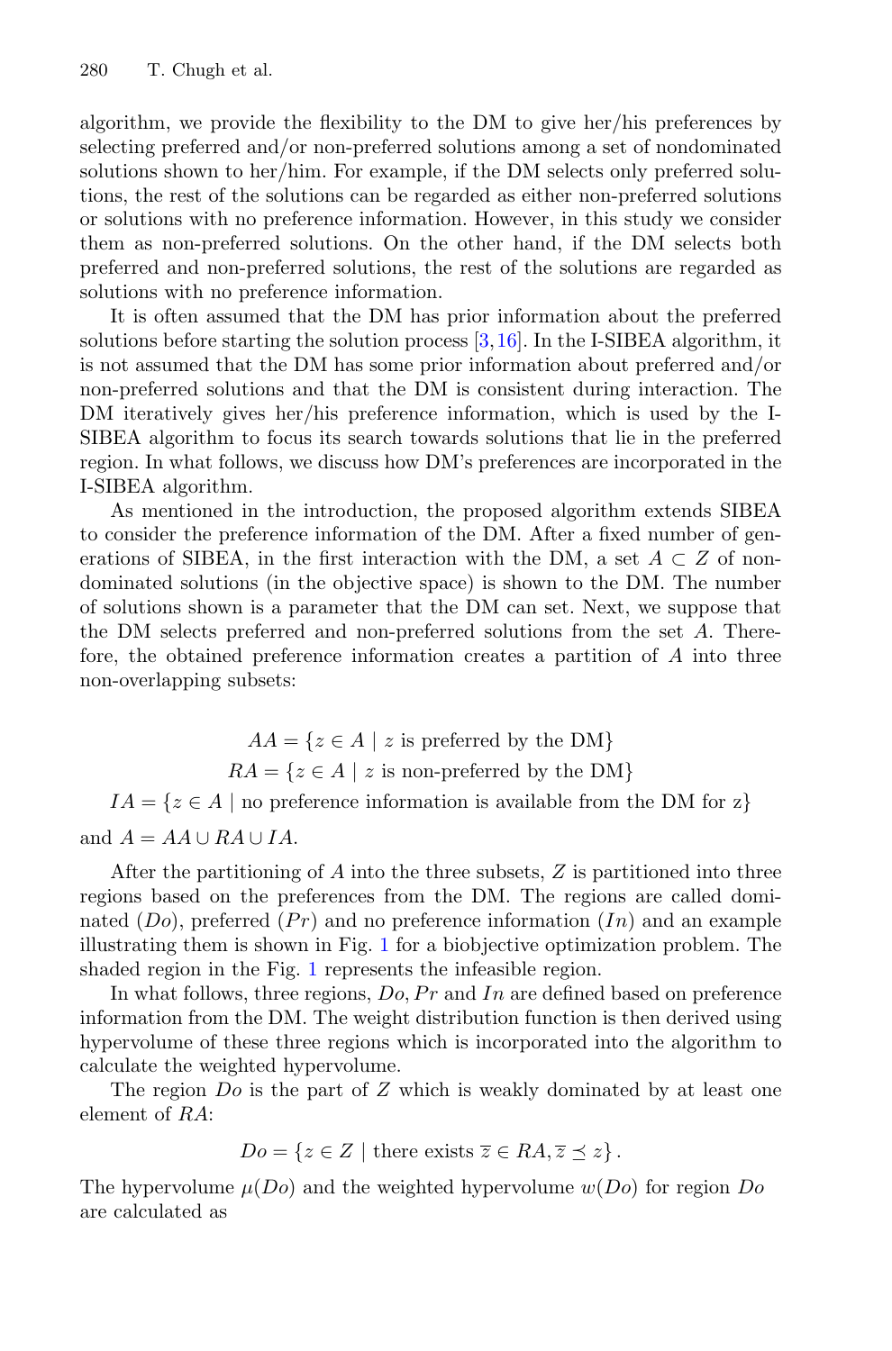algorithm, we provide the flexibility to the DM to give her/his preferences by selecting preferred and/or non-preferred solutions among a set of nondominated solutions shown to her/him. For example, if the DM selects only preferred solutions, the rest of the solutions can be regarded as either non-preferred solutions or solutions with no preference information. However, in this study we consider them as non-preferred solutions. On the other hand, if the DM selects both preferred and non-preferred solutions, the rest of the solutions are regarded as solutions with no preference information.

It is often assumed that the DM has prior information about the preferred solutions before starting the solution process [3,16]. In the I-SIBEA algorithm, it is not assumed that the DM has some prior information about preferred and/or non-preferred solutions and that the DM is consistent during interaction. The DM iteratively gives her/his preference information, which is used by the I-SIBEA algorithm to focus its search towards solutions that lie in the preferred region. In what follows, we discuss how DM's preferences are incorporated in the I-SIBEA algorithm.

As mentioned in the introduction, the proposed algorithm extends SIBEA to consider the preference information of the DM. After a fixed number of generations of SIBEA, in the first interaction with the DM, a set $A \subset Z$ of nondominated solutions (in the objective space) is shown to the DM. The number of solutions shown is a parameter that the DM can set. Next, we suppose that the DM selects preferred and non-preferred solutions from the set $A$. Therefore, the obtained preference information creates a partition of $A$ into three non-overlapping subsets:

$$AA = \{z \in A \mid z \text{ is preferred by the DM}\}$$

$$RA = \{z \in A \mid z \text{ is non-preferred by the DM}\}$$

$$IA = \{z \in A \mid \text{no preference information is available from the DM for z}\}$$

and $A = AA \cup RA \cup IA$.

After the partitioning of $A$ into the three subsets, $Z$ is partitioned into three regions based on the preferences from the DM. The regions are called dominated ($Do$), preferred ($Pr$) and no preference information ($In$) and an example illustrating them is shown in Fig. 1 for a biobjective optimization problem. The shaded region in the Fig. 1 represents the infeasible region.

In what follows, three regions, $Do, Pr$ and $In$ are defined based on preference information from the DM. The weight distribution function is then derived using hypervolume of these three regions which is incorporated into the algorithm to calculate the weighted hypervolume.

The region $Do$ is the part of $Z$ which is weakly dominated by at least one element of $RA$:

$$Do = \{z \in Z \mid \text{there exists } \overline{z} \in RA, \overline{z} \preceq z\}.$$

The hypervolume $\mu(Do)$ and the weighted hypervolume $w(Do)$ for region $Do$ are calculated as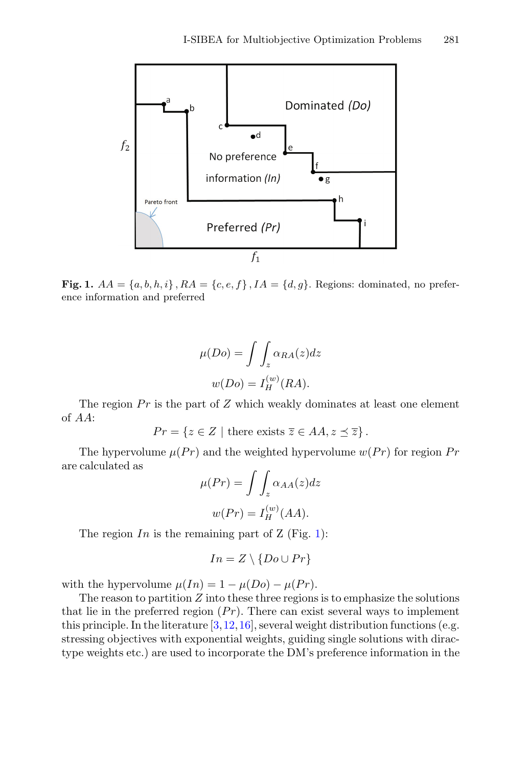**Fig. 1.** $AA = \{a, b, h, i\}$, $RA = \{c, e, f\}$, $IA = \{d, g\}$. Regions: dominated, no preference information and preferred

$$\mu(Do) = \int\int_z \alpha_{RA}(z)dz$$

$$w(Do) = I_H^{(w)}(RA).$$

The region $Pr$ is the part of $Z$ which weakly dominates at least one element of $AA$:

$$Pr = \{z \in Z \mid \text{there exists } \overline{z} \in AA, z \preceq \overline{z}\}.$$

The hypervolume $\mu(Pr)$ and the weighted hypervolume $w(Pr)$ for region $Pr$ are calculated as

$$\mu(Pr) = \int\int_z \alpha_{AA}(z)dz$$

$$w(Pr) = I_H^{(w)}(AA).$$

The region $In$ is the remaining part of Z (Fig. 1):

$$In = Z \setminus \{Do \cup Pr\}$$

with the hypervolume $\mu(In) = 1 - \mu(Do) - \mu(Pr)$.

The reason to partition $Z$ into these three regions is to emphasize the solutions that lie in the preferred region ($Pr$). There can exist several ways to implement this principle. In the literature [3,12,16], several weight distribution functions (e.g. stressing objectives with exponential weights, guiding single solutions with dirac-type weights etc.) are used to incorporate the DM's preference information in the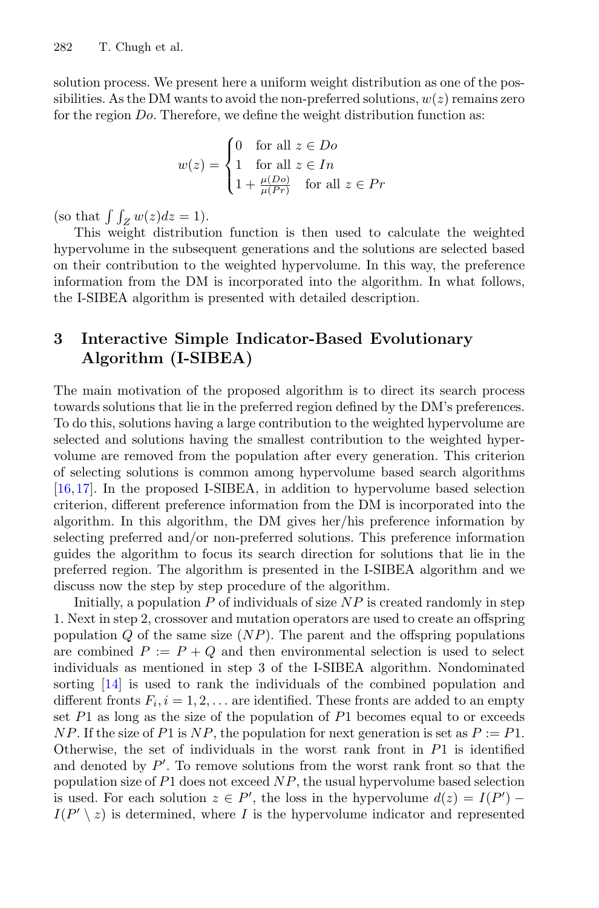solution process. We present here a uniform weight distribution as one of the possibilities. As the DM wants to avoid the non-preferred solutions, $w(z)$ remains zero for the region $Do$. Therefore, we define the weight distribution function as:

$$w(z) = \begin{cases} 0 & \text{for all } z \in Do \\ 1 & \text{for all } z \in In \\ 1 + \frac{\mu(Do)}{\mu(Pr)} & \text{for all } z \in Pr \end{cases}$$

(so that $\int\int_Z w(z)dz = 1$).

This weight distribution function is then used to calculate the weighted hypervolume in the subsequent generations and the solutions are selected based on their contribution to the weighted hypervolume. In this way, the preference information from the DM is incorporated into the algorithm. In what follows, the I-SIBEA algorithm is presented with detailed description.

## 3 Interactive Simple Indicator-Based Evolutionary Algorithm (I-SIBEA)

The main motivation of the proposed algorithm is to direct its search process towards solutions that lie in the preferred region defined by the DM's preferences. To do this, solutions having a large contribution to the weighted hypervolume are selected and solutions having the smallest contribution to the weighted hypervolume are removed from the population after every generation. This criterion of selecting solutions is common among hypervolume based search algorithms [16,17]. In the proposed I-SIBEA, in addition to hypervolume based selection criterion, different preference information from the DM is incorporated into the algorithm. In this algorithm, the DM gives her/his preference information by selecting preferred and/or non-preferred solutions. This preference information guides the algorithm to focus its search direction for solutions that lie in the preferred region. The algorithm is presented in the I-SIBEA algorithm and we discuss now the step by step procedure of the algorithm.

Initially, a population $P$ of individuals of size $NP$ is created randomly in step 1. Next in step 2, crossover and mutation operators are used to create an offspring population $Q$ of the same size ($NP$). The parent and the offspring populations are combined $P := P + Q$ and then environmental selection is used to select individuals as mentioned in step 3 of the I-SIBEA algorithm. Nondominated sorting [14] is used to rank the individuals of the combined population and different fronts $F_i, i = 1, 2, \ldots$ are identified. These fronts are added to an empty set $P1$ as long as the size of the population of $P1$ becomes equal to or exceeds $NP$. If the size of $P1$ is $NP$, the population for next generation is set as $P := P1$. Otherwise, the set of individuals in the worst rank front in $P1$ is identified and denoted by $P'$. To remove solutions from the worst rank front so that the population size of $P1$ does not exceed $NP$, the usual hypervolume based selection is used. For each solution $z \in P'$, the loss in the hypervolume $d(z) = I(P') - I(P' \setminus z)$ is determined, where $I$ is the hypervolume indicator and represented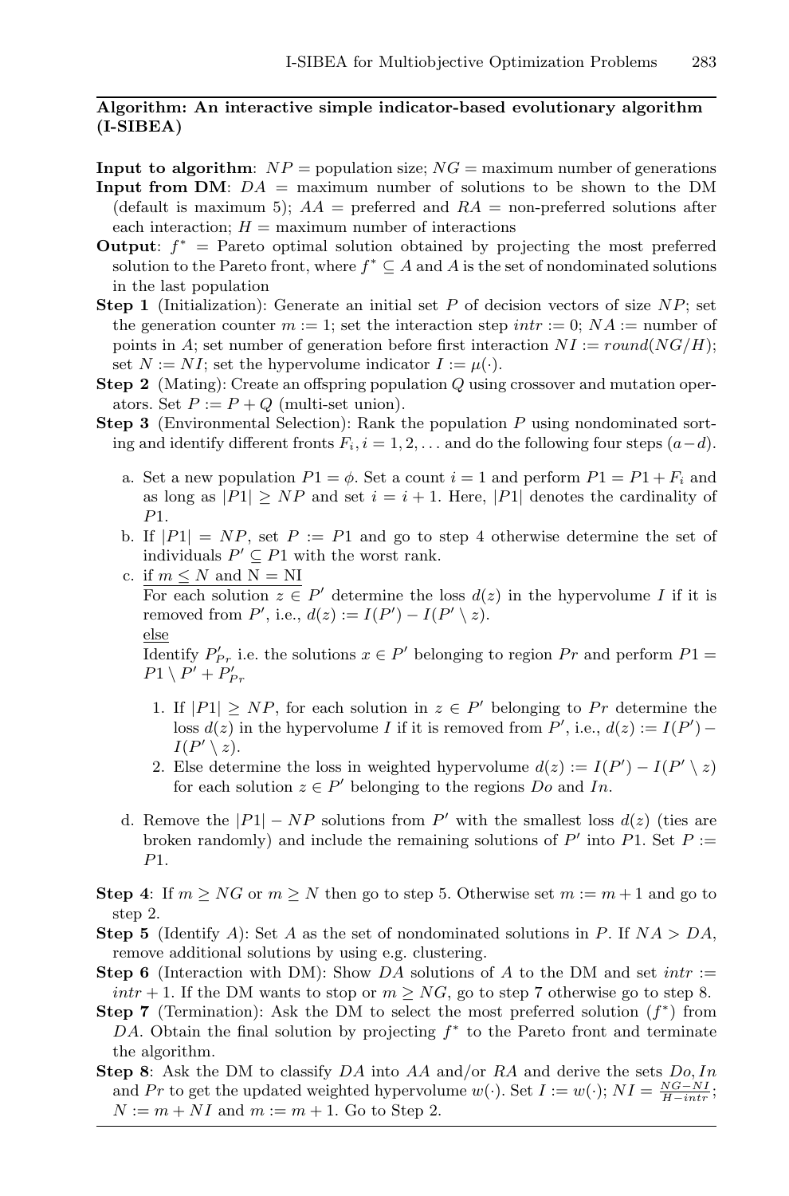**Algorithm: An interactive simple indicator-based evolutionary algorithm (I-SIBEA)**

**Input to algorithm**: $NP$ = population size; $NG$ = maximum number of generations

**Input from DM**: $DA$ = maximum number of solutions to be shown to the DM (default is maximum 5); $AA$ = preferred and $RA$ = non-preferred solutions after each interaction; $H$ = maximum number of interactions

**Output**: $f^*$ = Pareto optimal solution obtained by projecting the most preferred solution to the Pareto front, where $f^* \subseteq A$ and $A$ is the set of nondominated solutions in the last population

**Step 1** (Initialization): Generate an initial set $P$ of decision vectors of size $NP$; set the generation counter $m := 1$; set the interaction step $intr := 0$; $NA :=$ number of points in $A$; set number of generation before first interaction $NI := round(NG/H)$; set $N := NI$; set the hypervolume indicator $I := \mu(\cdot)$.

**Step 2** (Mating): Create an offspring population $Q$ using crossover and mutation operators. Set $P := P + Q$ (multi-set union).

**Step 3** (Environmental Selection): Rank the population $P$ using nondominated sorting and identify different fronts $F_i, i = 1, 2, \ldots$ and do the following four steps $(a{-}d)$.

a. Set a new population $P1 = \phi$. Set a count $i = 1$ and perform $P1 = P1 + F_i$ and as long as $|P1| \geq NP$ and set $i = i + 1$. Here, $|P1|$ denotes the cardinality of $P1$.

b. If $|P1| = NP$, set $P := P1$ and go to step 4 otherwise determine the set of individuals $P' \subseteq P1$ with the worst rank.

c. <u>if $m \leq N$ and $N = NI$</u>
For each solution $z \in P'$ determine the loss $d(z)$ in the hypervolume $I$ if it is removed from $P'$, i.e., $d(z) := I(P') - I(P' \setminus z)$.
<u>else</u>
Identify $P'_{Pr}$ i.e. the solutions $x \in P'$ belonging to region $Pr$ and perform $P1 = P1 \setminus P' + P'_{Pr}$

1. If $|P1| \geq NP$, for each solution in $z \in P'$ belonging to $Pr$ determine the loss $d(z)$ in the hypervolume $I$ if it is removed from $P'$, i.e., $d(z) := I(P') - I(P' \setminus z)$.
2. Else determine the loss in weighted hypervolume $d(z) := I(P') - I(P' \setminus z)$ for each solution $z \in P'$ belonging to the regions $Do$ and $In$.

d. Remove the $|P1| - NP$ solutions from $P'$ with the smallest loss $d(z)$ (ties are broken randomly) and include the remaining solutions of $P'$ into $P1$. Set $P := P1$.

**Step 4**: If $m \geq NG$ or $m \geq N$ then go to step 5. Otherwise set $m := m + 1$ and go to step 2.

**Step 5** (Identify $A$): Set $A$ as the set of nondominated solutions in $P$. If $NA > DA$, remove additional solutions by using e.g. clustering.

**Step 6** (Interaction with DM): Show $DA$ solutions of $A$ to the DM and set $intr := intr + 1$. If the DM wants to stop or $m \geq NG$, go to step 7 otherwise go to step 8.

**Step 7** (Termination): Ask the DM to select the most preferred solution $(f^*)$ from $DA$. Obtain the final solution by projecting $f^*$ to the Pareto front and terminate the algorithm.

**Step 8**: Ask the DM to classify $DA$ into $AA$ and/or $RA$ and derive the sets $Do, In$ and $Pr$ to get the updated weighted hypervolume $w(\cdot)$. Set $I := w(\cdot)$; $NI = \frac{NG-NI}{H-intr}$; $N := m + NI$ and $m := m + 1$. Go to Step 2.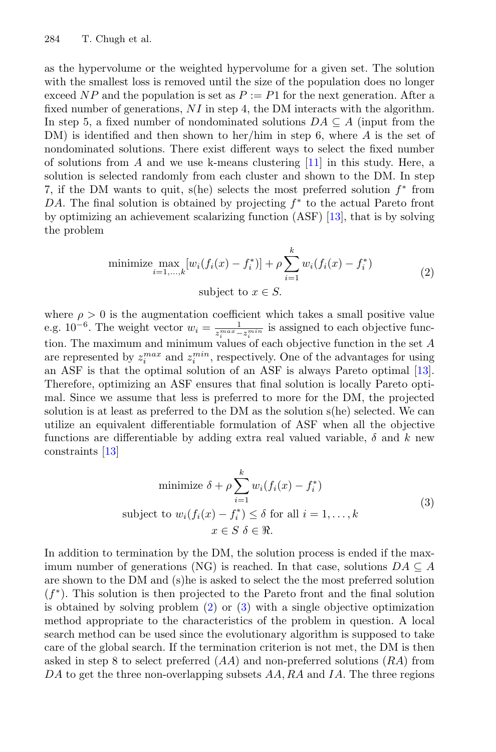as the hypervolume or the weighted hypervolume for a given set. The solution with the smallest loss is removed until the size of the population does no longer exceed $NP$ and the population is set as $P := P1$ for the next generation. After a fixed number of generations, $NI$ in step 4, the DM interacts with the algorithm. In step 5, a fixed number of nondominated solutions $DA \subseteq A$ (input from the DM) is identified and then shown to her/him in step 6, where $A$ is the set of nondominated solutions. There exist different ways to select the fixed number of solutions from $A$ and we use k-means clustering [11] in this study. Here, a solution is selected randomly from each cluster and shown to the DM. In step 7, if the DM wants to quit, s(he) selects the most preferred solution $f^*$ from $DA$. The final solution is obtained by projecting $f^*$ to the actual Pareto front by optimizing an achievement scalarizing function (ASF) [13], that is by solving the problem

$$
\begin{aligned}
\text{minimize} \max_{i=1,\ldots,k} [w_i(f_i(x) - f_i^*)] + \rho \sum_{i=1}^{k} w_i(f_i(x) - f_i^*) \\
\text{subject to } x \in S.
\end{aligned}
\tag{2}
$$

where $\rho > 0$ is the augmentation coefficient which takes a small positive value e.g. $10^{-6}$. The weight vector $w_i = \frac{1}{z_i^{max} - z_i^{min}}$ is assigned to each objective function. The maximum and minimum values of each objective function in the set $A$ are represented by $z_i^{max}$ and $z_i^{min}$, respectively. One of the advantages for using an ASF is that the optimal solution of an ASF is always Pareto optimal [13]. Therefore, optimizing an ASF ensures that final solution is locally Pareto optimal. Since we assume that less is preferred to more for the DM, the projected solution is at least as preferred to the DM as the solution s(he) selected. We can utilize an equivalent differentiable formulation of ASF when all the objective functions are differentiable by adding extra real valued variable, $\delta$ and $k$ new constraints [13]

$$
\begin{aligned}
\text{minimize } \delta + \rho \sum_{i=1}^{k} w_i(f_i(x) - f_i^*) \\
\text{subject to } w_i(f_i(x) - f_i^*) \leq \delta \text{ for all } i = 1, \ldots, k \\
x \in S \;\; \delta \in \Re.
\end{aligned}
\tag{3}
$$

In addition to termination by the DM, the solution process is ended if the maximum number of generations (NG) is reached. In that case, solutions $DA \subseteq A$ are shown to the DM and (s)he is asked to select the the most preferred solution ($f^*$). This solution is then projected to the Pareto front and the final solution is obtained by solving problem (2) or (3) with a single objective optimization method appropriate to the characteristics of the problem in question. A local search method can be used since the evolutionary algorithm is supposed to take care of the global search. If the termination criterion is not met, the DM is then asked in step 8 to select preferred ($AA$) and non-preferred solutions ($RA$) from $DA$ to get the three non-overlapping subsets $AA, RA$ and $IA$. The three regions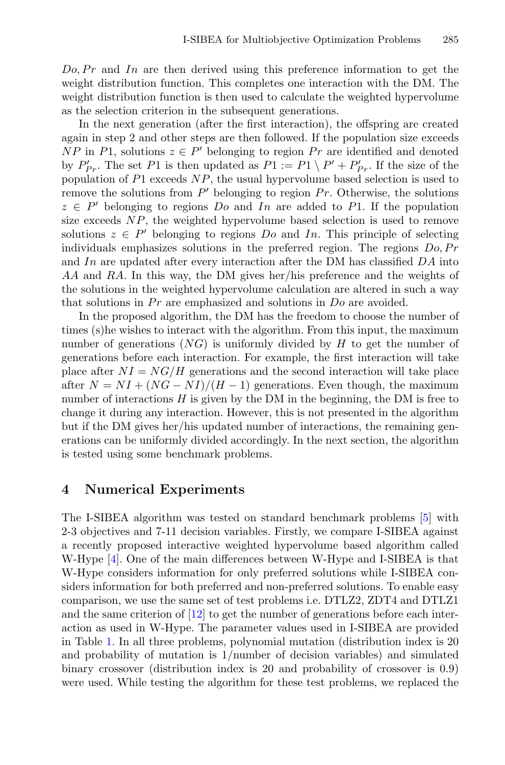$Do, Pr$ and $In$ are then derived using this preference information to get the weight distribution function. This completes one interaction with the DM. The weight distribution function is then used to calculate the weighted hypervolume as the selection criterion in the subsequent generations.

In the next generation (after the first interaction), the offspring are created again in step 2 and other steps are then followed. If the population size exceeds $NP$ in $P1$, solutions $z \in P'$ belonging to region $Pr$ are identified and denoted by $P'_{Pr}$. The set $P1$ is then updated as $P1 := P1 \setminus P' + P'_{Pr}$. If the size of the population of $P1$ exceeds $NP$, the usual hypervolume based selection is used to remove the solutions from $P'$ belonging to region $Pr$. Otherwise, the solutions $z \in P'$ belonging to regions $Do$ and $In$ are added to $P1$. If the population size exceeds $NP$, the weighted hypervolume based selection is used to remove solutions $z \in P'$ belonging to regions $Do$ and $In$. This principle of selecting individuals emphasizes solutions in the preferred region. The regions $Do, Pr$ and $In$ are updated after every interaction after the DM has classified $DA$ into $AA$ and $RA$. In this way, the DM gives her/his preference and the weights of the solutions in the weighted hypervolume calculation are altered in such a way that solutions in $Pr$ are emphasized and solutions in $Do$ are avoided.

In the proposed algorithm, the DM has the freedom to choose the number of times (s)he wishes to interact with the algorithm. From this input, the maximum number of generations ($NG$) is uniformly divided by $H$ to get the number of generations before each interaction. For example, the first interaction will take place after $NI = NG/H$ generations and the second interaction will take place after $N = NI + (NG - NI)/(H - 1)$ generations. Even though, the maximum number of interactions $H$ is given by the DM in the beginning, the DM is free to change it during any interaction. However, this is not presented in the algorithm but if the DM gives her/his updated number of interactions, the remaining generations can be uniformly divided accordingly. In the next section, the algorithm is tested using some benchmark problems.

## 4 Numerical Experiments

The I-SIBEA algorithm was tested on standard benchmark problems [5] with 2-3 objectives and 7-11 decision variables. Firstly, we compare I-SIBEA against a recently proposed interactive weighted hypervolume based algorithm called W-Hype [4]. One of the main differences between W-Hype and I-SIBEA is that W-Hype considers information for only preferred solutions while I-SIBEA considers information for both preferred and non-preferred solutions. To enable easy comparison, we use the same set of test problems i.e. DTLZ2, ZDT4 and DTLZ1 and the same criterion of [12] to get the number of generations before each interaction as used in W-Hype. The parameter values used in I-SIBEA are provided in Table 1. In all three problems, polynomial mutation (distribution index is 20 and probability of mutation is 1/number of decision variables) and simulated binary crossover (distribution index is 20 and probability of crossover is 0.9) were used. While testing the algorithm for these test problems, we replaced the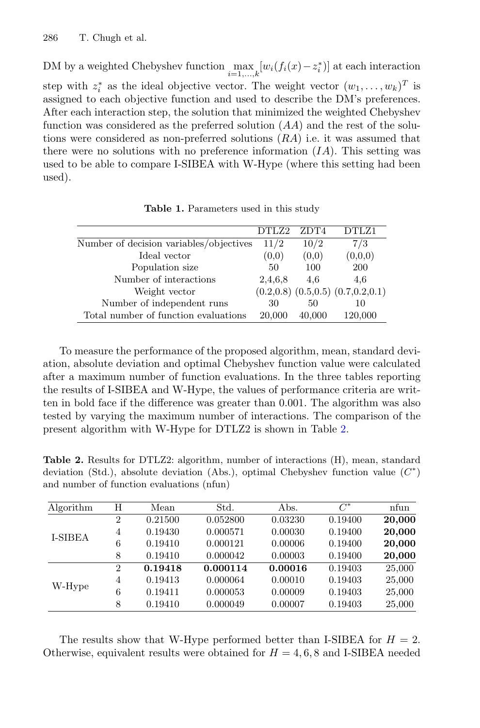DM by a weighted Chebyshev function $\max_{i=1,\ldots,k}[w_i(f_i(x)-z_i^*)]$ at each interaction step with $z_i^*$ as the ideal objective vector. The weight vector $(w_1,\ldots,w_k)^T$ is assigned to each objective function and used to describe the DM's preferences. After each interaction step, the solution that minimized the weighted Chebyshev function was considered as the preferred solution ($AA$) and the rest of the solutions were considered as non-preferred solutions ($RA$) i.e. it was assumed that there were no solutions with no preference information ($IA$). This setting was used to be able to compare I-SIBEA with W-Hype (where this setting had been used).

**Table 1.** Parameters used in this study

| | DTLZ2 | ZDT4 | DTLZ1 |
|---|---|---|---|
| Number of decision variables/objectives | 11/2 | 10/2 | 7/3 |
| Ideal vector | (0,0) | (0,0) | (0,0,0) |
| Population size | 50 | 100 | 200 |
| Number of interactions | 2,4,6,8 | 4,6 | 4,6 |
| Weight vector | (0.2,0.8) | (0.5,0.5) | (0.7,0.2,0.1) |
| Number of independent runs | 30 | 50 | 10 |
| Total number of function evaluations | 20,000 | 40,000 | 120,000 |

To measure the performance of the proposed algorithm, mean, standard deviation, absolute deviation and optimal Chebyshev function value were calculated after a maximum number of function evaluations. In the three tables reporting the results of I-SIBEA and W-Hype, the values of performance criteria are written in bold face if the difference was greater than 0.001. The algorithm was also tested by varying the maximum number of interactions. The comparison of the present algorithm with W-Hype for DTLZ2 is shown in Table 2.

**Table 2.** Results for DTLZ2: algorithm, number of interactions (H), mean, standard deviation (Std.), absolute deviation (Abs.), optimal Chebyshev function value ($C^*$) and number of function evaluations (nfun)

| Algorithm | H | Mean | Std. | Abs. | $C^*$ | nfun |
|---|---|---|---|---|---|---|
| I-SIBEA | 2 | 0.21500 | 0.052800 | 0.03230 | 0.19400 | **20,000** |
| | 4 | 0.19430 | 0.000571 | 0.00030 | 0.19400 | **20,000** |
| | 6 | 0.19410 | 0.000121 | 0.00006 | 0.19400 | **20,000** |
| | 8 | 0.19410 | 0.000042 | 0.00003 | 0.19400 | **20,000** |
| W-Hype | 2 | **0.19418** | **0.000114** | **0.00016** | 0.19403 | 25,000 |
| | 4 | 0.19413 | 0.000064 | 0.00010 | 0.19403 | 25,000 |
| | 6 | 0.19411 | 0.000053 | 0.00009 | 0.19403 | 25,000 |
| | 8 | 0.19410 | 0.000049 | 0.00007 | 0.19403 | 25,000 |

The results show that W-Hype performed better than I-SIBEA for $H = 2$. Otherwise, equivalent results were obtained for $H = 4, 6, 8$ and I-SIBEA needed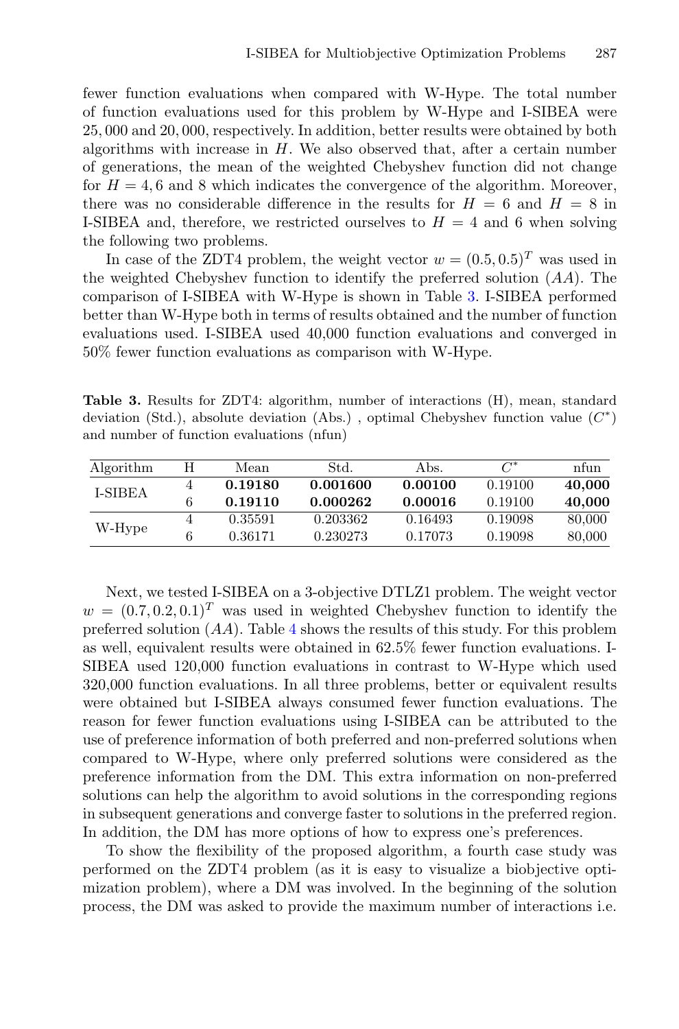fewer function evaluations when compared with W-Hype. The total number of function evaluations used for this problem by W-Hype and I-SIBEA were 25, 000 and 20, 000, respectively. In addition, better results were obtained by both algorithms with increase in $H$. We also observed that, after a certain number of generations, the mean of the weighted Chebyshev function did not change for $H = 4, 6$ and 8 which indicates the convergence of the algorithm. Moreover, there was no considerable difference in the results for $H = 6$ and $H = 8$ in I-SIBEA and, therefore, we restricted ourselves to $H = 4$ and 6 when solving the following two problems.

In case of the ZDT4 problem, the weight vector $w = (0.5, 0.5)^T$ was used in the weighted Chebyshev function to identify the preferred solution ($AA$). The comparison of I-SIBEA with W-Hype is shown in Table 3. I-SIBEA performed better than W-Hype both in terms of results obtained and the number of function evaluations used. I-SIBEA used 40,000 function evaluations and converged in 50% fewer function evaluations as comparison with W-Hype.

**Table 3.** Results for ZDT4: algorithm, number of interactions (H), mean, standard deviation (Std.), absolute deviation (Abs.) , optimal Chebyshev function value ($C^*$) and number of function evaluations (nfun)

| Algorithm | H | Mean | Std. | Abs. | $C^*$ | nfun |
|---|---|---|---|---|---|---|
| I-SIBEA | 4 | **0.19180** | **0.001600** | **0.00100** | 0.19100 | **40,000** |
| | 6 | **0.19110** | **0.000262** | **0.00016** | 0.19100 | **40,000** |
| W-Hype | 4 | 0.35591 | 0.203362 | 0.16493 | 0.19098 | 80,000 |
| | 6 | 0.36171 | 0.230273 | 0.17073 | 0.19098 | 80,000 |

Next, we tested I-SIBEA on a 3-objective DTLZ1 problem. The weight vector $w = (0.7, 0.2, 0.1)^T$ was used in weighted Chebyshev function to identify the preferred solution ($AA$). Table 4 shows the results of this study. For this problem as well, equivalent results were obtained in 62.5% fewer function evaluations. I-SIBEA used 120,000 function evaluations in contrast to W-Hype which used 320,000 function evaluations. In all three problems, better or equivalent results were obtained but I-SIBEA always consumed fewer function evaluations. The reason for fewer function evaluations using I-SIBEA can be attributed to the use of preference information of both preferred and non-preferred solutions when compared to W-Hype, where only preferred solutions were considered as the preference information from the DM. This extra information on non-preferred solutions can help the algorithm to avoid solutions in the corresponding regions in subsequent generations and converge faster to solutions in the preferred region. In addition, the DM has more options of how to express one's preferences.

To show the flexibility of the proposed algorithm, a fourth case study was performed on the ZDT4 problem (as it is easy to visualize a biobjective optimization problem), where a DM was involved. In the beginning of the solution process, the DM was asked to provide the maximum number of interactions i.e.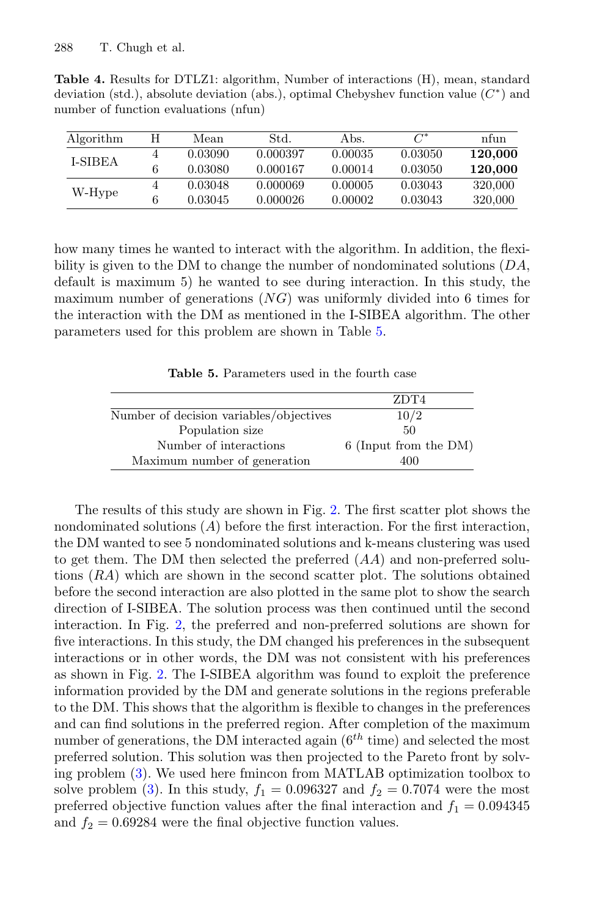**Table 4.** Results for DTLZ1: algorithm, Number of interactions (H), mean, standard deviation (std.), absolute deviation (abs.), optimal Chebyshev function value ($C^*$) and number of function evaluations (nfun)

| Algorithm | H | Mean | Std. | Abs. | $C^*$ | nfun |
|---|---|---|---|---|---|---|
| I-SIBEA | 4 | 0.03090 | 0.000397 | 0.00035 | 0.03050 | **120,000** |
| | 6 | 0.03080 | 0.000167 | 0.00014 | 0.03050 | **120,000** |
| W-Hype | 4 | 0.03048 | 0.000069 | 0.00005 | 0.03043 | 320,000 |
| | 6 | 0.03045 | 0.000026 | 0.00002 | 0.03043 | 320,000 |

how many times he wanted to interact with the algorithm. In addition, the flexibility is given to the DM to change the number of nondominated solutions ($DA$, default is maximum 5) he wanted to see during interaction. In this study, the maximum number of generations ($NG$) was uniformly divided into 6 times for the interaction with the DM as mentioned in the I-SIBEA algorithm. The other parameters used for this problem are shown in Table 5.

**Table 5.** Parameters used in the fourth case

| | ZDT4 |
|---|---|
| Number of decision variables/objectives | 10/2 |
| Population size | 50 |
| Number of interactions | 6 (Input from the DM) |
| Maximum number of generation | 400 |

The results of this study are shown in Fig. 2. The first scatter plot shows the nondominated solutions ($A$) before the first interaction. For the first interaction, the DM wanted to see 5 nondominated solutions and k-means clustering was used to get them. The DM then selected the preferred ($AA$) and non-preferred solutions ($RA$) which are shown in the second scatter plot. The solutions obtained before the second interaction are also plotted in the same plot to show the search direction of I-SIBEA. The solution process was then continued until the second interaction. In Fig. 2, the preferred and non-preferred solutions are shown for five interactions. In this study, the DM changed his preferences in the subsequent interactions or in other words, the DM was not consistent with his preferences as shown in Fig. 2. The I-SIBEA algorithm was found to exploit the preference information provided by the DM and generate solutions in the regions preferable to the DM. This shows that the algorithm is flexible to changes in the preferences and can find solutions in the preferred region. After completion of the maximum number of generations, the DM interacted again ($6^{th}$ time) and selected the most preferred solution. This solution was then projected to the Pareto front by solving problem (3). We used here fmincon from MATLAB optimization toolbox to solve problem (3). In this study, $f_1 = 0.096327$ and $f_2 = 0.7074$ were the most preferred objective function values after the final interaction and $f_1 = 0.094345$ and $f_2 = 0.69284$ were the final objective function values.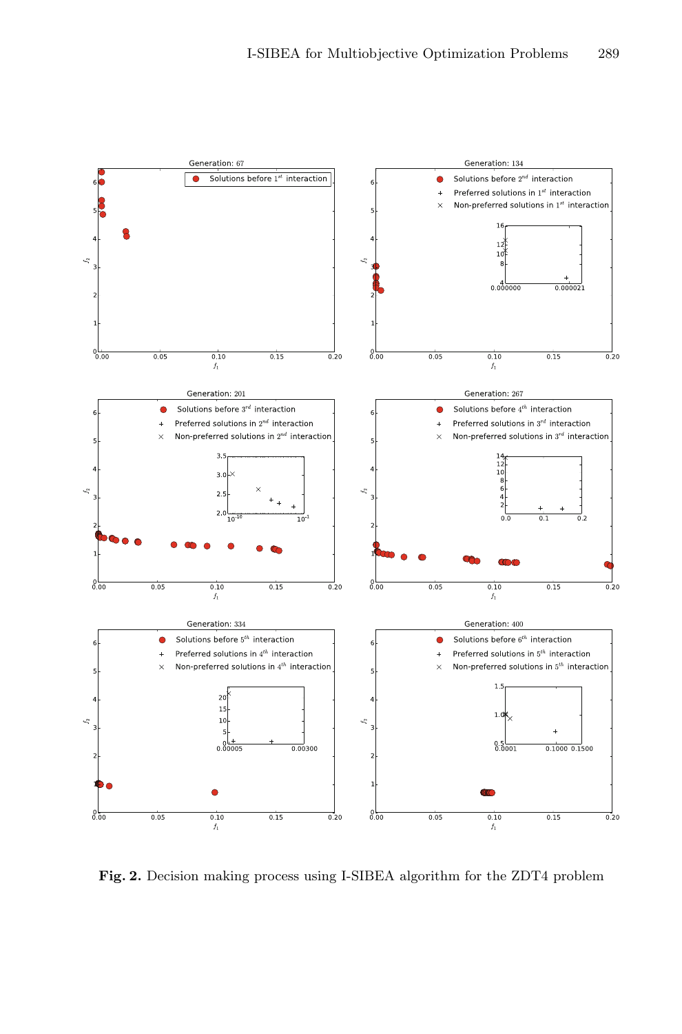**Fig. 2.** Decision making process using I-SIBEA algorithm for the ZDT4 problem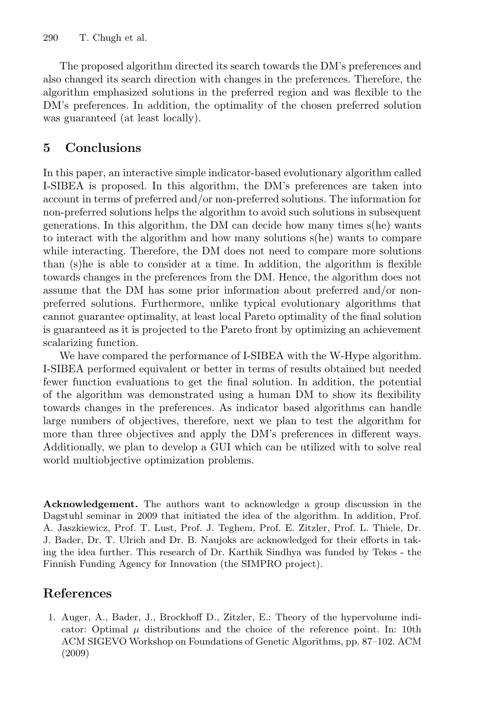The proposed algorithm directed its search towards the DM's preferences and also changed its search direction with changes in the preferences. Therefore, the algorithm emphasized solutions in the preferred region and was flexible to the DM's preferences. In addition, the optimality of the chosen preferred solution was guaranteed (at least locally).

## 5 Conclusions

In this paper, an interactive simple indicator-based evolutionary algorithm called I-SIBEA is proposed. In this algorithm, the DM's preferences are taken into account in terms of preferred and/or non-preferred solutions. The information for non-preferred solutions helps the algorithm to avoid such solutions in subsequent generations. In this algorithm, the DM can decide how many times s(he) wants to interact with the algorithm and how many solutions s(he) wants to compare while interacting. Therefore, the DM does not need to compare more solutions than (s)he is able to consider at a time. In addition, the algorithm is flexible towards changes in the preferences from the DM. Hence, the algorithm does not assume that the DM has some prior information about preferred and/or non-preferred solutions. Furthermore, unlike typical evolutionary algorithms that cannot guarantee optimality, at least local Pareto optimality of the final solution is guaranteed as it is projected to the Pareto front by optimizing an achievement scalarizing function.

We have compared the performance of I-SIBEA with the W-Hype algorithm. I-SIBEA performed equivalent or better in terms of results obtained but needed fewer function evaluations to get the final solution. In addition, the potential of the algorithm was demonstrated using a human DM to show its flexibility towards changes in the preferences. As indicator based algorithms can handle large numbers of objectives, therefore, next we plan to test the algorithm for more than three objectives and apply the DM's preferences in different ways. Additionally, we plan to develop a GUI which can be utilized with to solve real world multiobjective optimization problems.

**Acknowledgement.** The authors want to acknowledge a group discussion in the Dagstuhl seminar in 2009 that initiated the idea of the algorithm. In addition, Prof. A. Jaszkiewicz, Prof. T. Lust, Prof. J. Teghem, Prof. E. Zitzler, Prof. L. Thiele, Dr. J. Bader, Dr. T. Ulrich and Dr. B. Naujoks are acknowledged for their efforts in taking the idea further. This research of Dr. Karthik Sindhya was funded by Tekes - the Finnish Funding Agency for Innovation (the SIMPRO project).

## References

1. Auger, A., Bader, J., Brockhoff D., Zitzler, E.: Theory of the hypervolume indicator: Optimal $\mu$ distributions and the choice of the reference point. In: 10th ACM SIGEVO Workshop on Foundations of Genetic Algorithms, pp. 87–102. ACM (2009)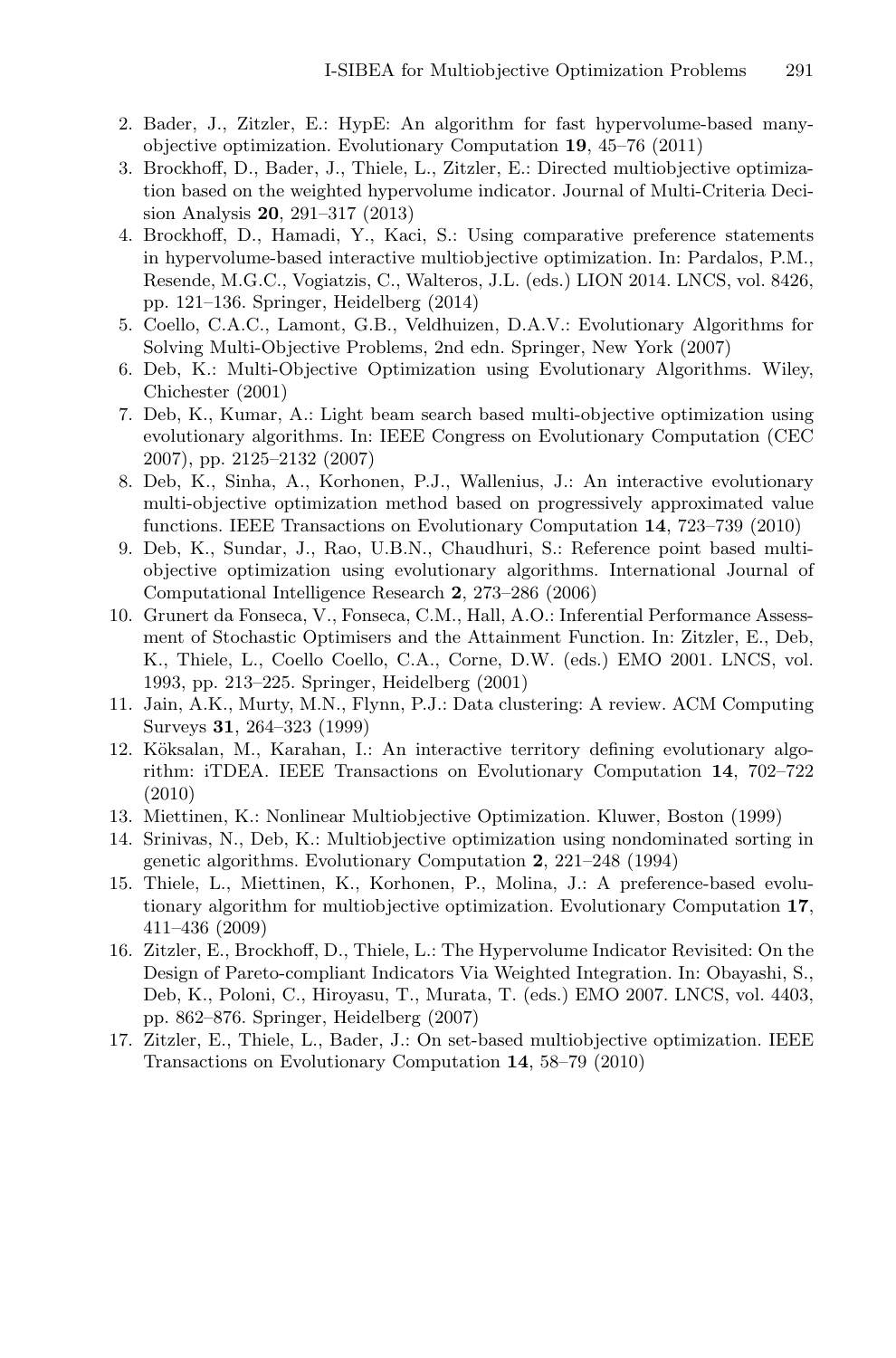2. Bader, J., Zitzler, E.: HypE: An algorithm for fast hypervolume-based many-objective optimization. Evolutionary Computation **19**, 45–76 (2011)
3. Brockhoff, D., Bader, J., Thiele, L., Zitzler, E.: Directed multiobjective optimization based on the weighted hypervolume indicator. Journal of Multi-Criteria Decision Analysis **20**, 291–317 (2013)
4. Brockhoff, D., Hamadi, Y., Kaci, S.: Using comparative preference statements in hypervolume-based interactive multiobjective optimization. In: Pardalos, P.M., Resende, M.G.C., Vogiatzis, C., Walteros, J.L. (eds.) LION 2014. LNCS, vol. 8426, pp. 121–136. Springer, Heidelberg (2014)
5. Coello, C.A.C., Lamont, G.B., Veldhuizen, D.A.V.: Evolutionary Algorithms for Solving Multi-Objective Problems, 2nd edn. Springer, New York (2007)
6. Deb, K.: Multi-Objective Optimization using Evolutionary Algorithms. Wiley, Chichester (2001)
7. Deb, K., Kumar, A.: Light beam search based multi-objective optimization using evolutionary algorithms. In: IEEE Congress on Evolutionary Computation (CEC 2007), pp. 2125–2132 (2007)
8. Deb, K., Sinha, A., Korhonen, P.J., Wallenius, J.: An interactive evolutionary multi-objective optimization method based on progressively approximated value functions. IEEE Transactions on Evolutionary Computation **14**, 723–739 (2010)
9. Deb, K., Sundar, J., Rao, U.B.N., Chaudhuri, S.: Reference point based multi-objective optimization using evolutionary algorithms. International Journal of Computational Intelligence Research **2**, 273–286 (2006)
10. Grunert da Fonseca, V., Fonseca, C.M., Hall, A.O.: Inferential Performance Assessment of Stochastic Optimisers and the Attainment Function. In: Zitzler, E., Deb, K., Thiele, L., Coello Coello, C.A., Corne, D.W. (eds.) EMO 2001. LNCS, vol. 1993, pp. 213–225. Springer, Heidelberg (2001)
11. Jain, A.K., Murty, M.N., Flynn, P.J.: Data clustering: A review. ACM Computing Surveys **31**, 264–323 (1999)
12. Köksalan, M., Karahan, I.: An interactive territory defining evolutionary algorithm: iTDEA. IEEE Transactions on Evolutionary Computation **14**, 702–722 (2010)
13. Miettinen, K.: Nonlinear Multiobjective Optimization. Kluwer, Boston (1999)
14. Srinivas, N., Deb, K.: Multiobjective optimization using nondominated sorting in genetic algorithms. Evolutionary Computation **2**, 221–248 (1994)
15. Thiele, L., Miettinen, K., Korhonen, P., Molina, J.: A preference-based evolutionary algorithm for multiobjective optimization. Evolutionary Computation **17**, 411–436 (2009)
16. Zitzler, E., Brockhoff, D., Thiele, L.: The Hypervolume Indicator Revisited: On the Design of Pareto-compliant Indicators Via Weighted Integration. In: Obayashi, S., Deb, K., Poloni, C., Hiroyasu, T., Murata, T. (eds.) EMO 2007. LNCS, vol. 4403, pp. 862–876. Springer, Heidelberg (2007)
17. Zitzler, E., Thiele, L., Bader, J.: On set-based multiobjective optimization. IEEE Transactions on Evolutionary Computation **14**, 58–79 (2010)